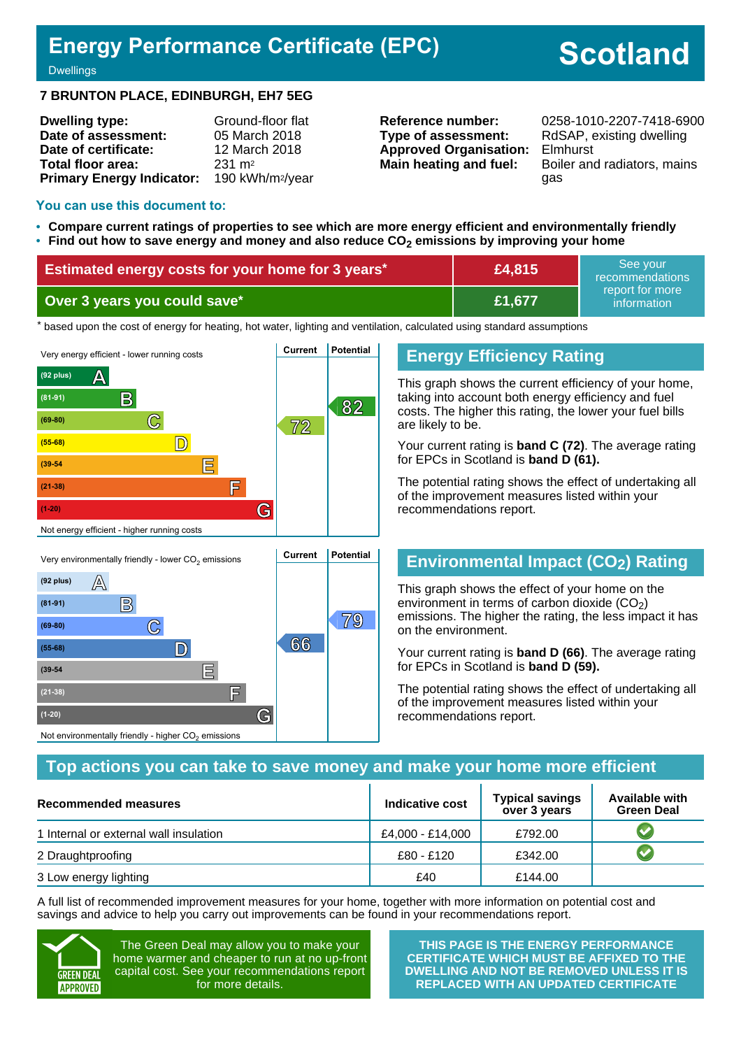# Energy Performance Certificate (EPC)

Dwellings

**Scotland**

**7 BRUNTON PLACE, EDINBURGH, EH7 5EG**

| | |
|---|---|
| **Dwelling type:** | Ground-floor flat |
| **Date of assessment:** | 05 March 2018 |
| **Date of certificate:** | 12 March 2018 |
| **Total floor area:** | 231 m² |
| **Primary Energy Indicator:** | 190 kWh/m²/year |

| | |
|---|---|
| **Reference number:** | 0258-1010-2207-7418-6900 |
| **Type of assessment:** | RdSAP, existing dwelling |
| **Approved Organisation:** | Elmhurst |
| **Main heating and fuel:** | Boiler and radiators, mains gas |

## You can use this document to:

- **Compare current ratings of properties to see which are more energy efficient and environmentally friendly**
- **Find out how to save energy and money and also reduce $CO_2$ emissions by improving your home**

| | | |
|---|---|---|
| **Estimated energy costs for your home for 3 years*** | **£4,815** | See your recommendations report for more information |
| **Over 3 years you could save*** | **£1,677** | |

\* based upon the cost of energy for heating, hot water, lighting and ventilation, calculated using standard assumptions

Very energy efficient - lower running costs

| Band | Current | Potential |
|---|---|---|
| (92 plus) A | | |
| (81-91) B | | 82 |
| (69-80) C | 72 | |
| (55-68) D | | |
| (39-54) E | | |
| (21-38) F | | |
| (1-20) G | | |

Not energy efficient - higher running costs

## Energy Efficiency Rating

This graph shows the current efficiency of your home, taking into account both energy efficiency and fuel costs. The higher this rating, the lower your fuel bills are likely to be.

Your current rating is **band C (72)**. The average rating for EPCs in Scotland is **band D (61).**

The potential rating shows the effect of undertaking all of the improvement measures listed within your recommendations report.

Very environmentally friendly - lower $CO_2$ emissions

| Band | Current | Potential |
|---|---|---|
| (92 plus) A | | |
| (81-91) B | | |
| (69-80) C | | 79 |
| (55-68) D | 66 | |
| (39-54) E | | |
| (21-38) F | | |
| (1-20) G | | |

Not environmentally friendly - higher $CO_2$ emissions

## Environmental Impact ($CO_2$) Rating

This graph shows the effect of your home on the environment in terms of carbon dioxide ($CO_2$) emissions. The higher the rating, the less impact it has on the environment.

Your current rating is **band D (66)**. The average rating for EPCs in Scotland is **band D (59).**

The potential rating shows the effect of undertaking all of the improvement measures listed within your recommendations report.

## Top actions you can take to save money and make your home more efficient

| Recommended measures | Indicative cost | Typical savings over 3 years | Available with Green Deal |
|---|---|---|---|
| 1 Internal or external wall insulation | £4,000 - £14,000 | £792.00 | ✔ |
| 2 Draughtproofing | £80 - £120 | £342.00 | ✔ |
| 3 Low energy lighting | £40 | £144.00 | |

A full list of recommended improvement measures for your home, together with more information on potential cost and savings and advice to help you carry out improvements can be found in your recommendations report.

GREEN DEAL APPROVED

The Green Deal may allow you to make your home warmer and cheaper to run at no up-front capital cost. See your recommendations report for more details.

**THIS PAGE IS THE ENERGY PERFORMANCE CERTIFICATE WHICH MUST BE AFFIXED TO THE DWELLING AND NOT BE REMOVED UNLESS IT IS REPLACED WITH AN UPDATED CERTIFICATE**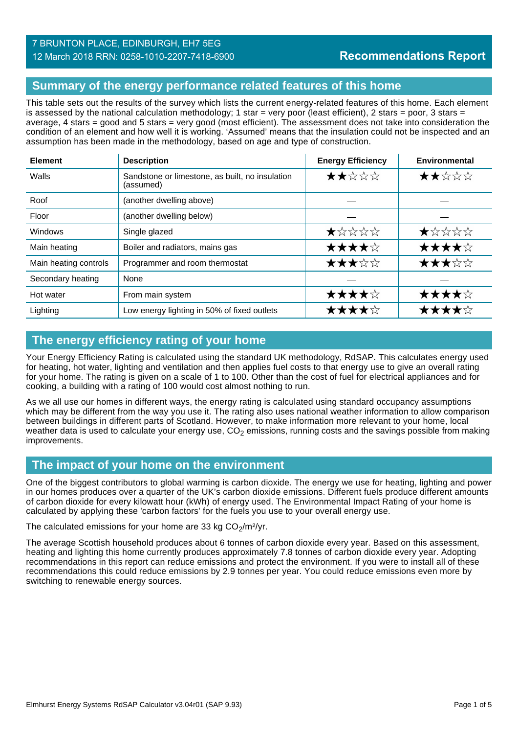7 BRUNTON PLACE, EDINBURGH, EH7 5EG
12 March 2018 RRN: 0258-1010-2207-7418-6900

**Recommendations Report**

## Summary of the energy performance related features of this home

This table sets out the results of the survey which lists the current energy-related features of this home. Each element is assessed by the national calculation methodology; 1 star = very poor (least efficient), 2 stars = poor, 3 stars = average, 4 stars = good and 5 stars = very good (most efficient). The assessment does not take into consideration the condition of an element and how well it is working. 'Assumed' means that the insulation could not be inspected and an assumption has been made in the methodology, based on age and type of construction.

| Element | Description | Energy Efficiency | Environmental |
|---|---|---|---|
| Walls | Sandstone or limestone, as built, no insulation (assumed) | ★★☆☆☆ | ★★☆☆☆ |
| Roof | (another dwelling above) | — | — |
| Floor | (another dwelling below) | — | — |
| Windows | Single glazed | ★☆☆☆☆ | ★☆☆☆☆ |
| Main heating | Boiler and radiators, mains gas | ★★★★☆ | ★★★★☆ |
| Main heating controls | Programmer and room thermostat | ★★★☆☆ | ★★★☆☆ |
| Secondary heating | None | — | — |
| Hot water | From main system | ★★★★☆ | ★★★★☆ |
| Lighting | Low energy lighting in 50% of fixed outlets | ★★★★☆ | ★★★★☆ |

## The energy efficiency rating of your home

Your Energy Efficiency Rating is calculated using the standard UK methodology, RdSAP. This calculates energy used for heating, hot water, lighting and ventilation and then applies fuel costs to that energy use to give an overall rating for your home. The rating is given on a scale of 1 to 100. Other than the cost of fuel for electrical appliances and for cooking, a building with a rating of 100 would cost almost nothing to run.

As we all use our homes in different ways, the energy rating is calculated using standard occupancy assumptions which may be different from the way you use it. The rating also uses national weather information to allow comparison between buildings in different parts of Scotland. However, to make information more relevant to your home, local weather data is used to calculate your energy use, $CO_2$ emissions, running costs and the savings possible from making improvements.

## The impact of your home on the environment

One of the biggest contributors to global warming is carbon dioxide. The energy we use for heating, lighting and power in our homes produces over a quarter of the UK's carbon dioxide emissions. Different fuels produce different amounts of carbon dioxide for every kilowatt hour (kWh) of energy used. The Environmental Impact Rating of your home is calculated by applying these 'carbon factors' for the fuels you use to your overall energy use.

The calculated emissions for your home are 33 kg $CO_2/m^2/yr$.

The average Scottish household produces about 6 tonnes of carbon dioxide every year. Based on this assessment, heating and lighting this home currently produces approximately 7.8 tonnes of carbon dioxide every year. Adopting recommendations in this report can reduce emissions and protect the environment. If you were to install all of these recommendations this could reduce emissions by 2.9 tonnes per year. You could reduce emissions even more by switching to renewable energy sources.

Elmhurst Energy Systems RdSAP Calculator v3.04r01 (SAP 9.93)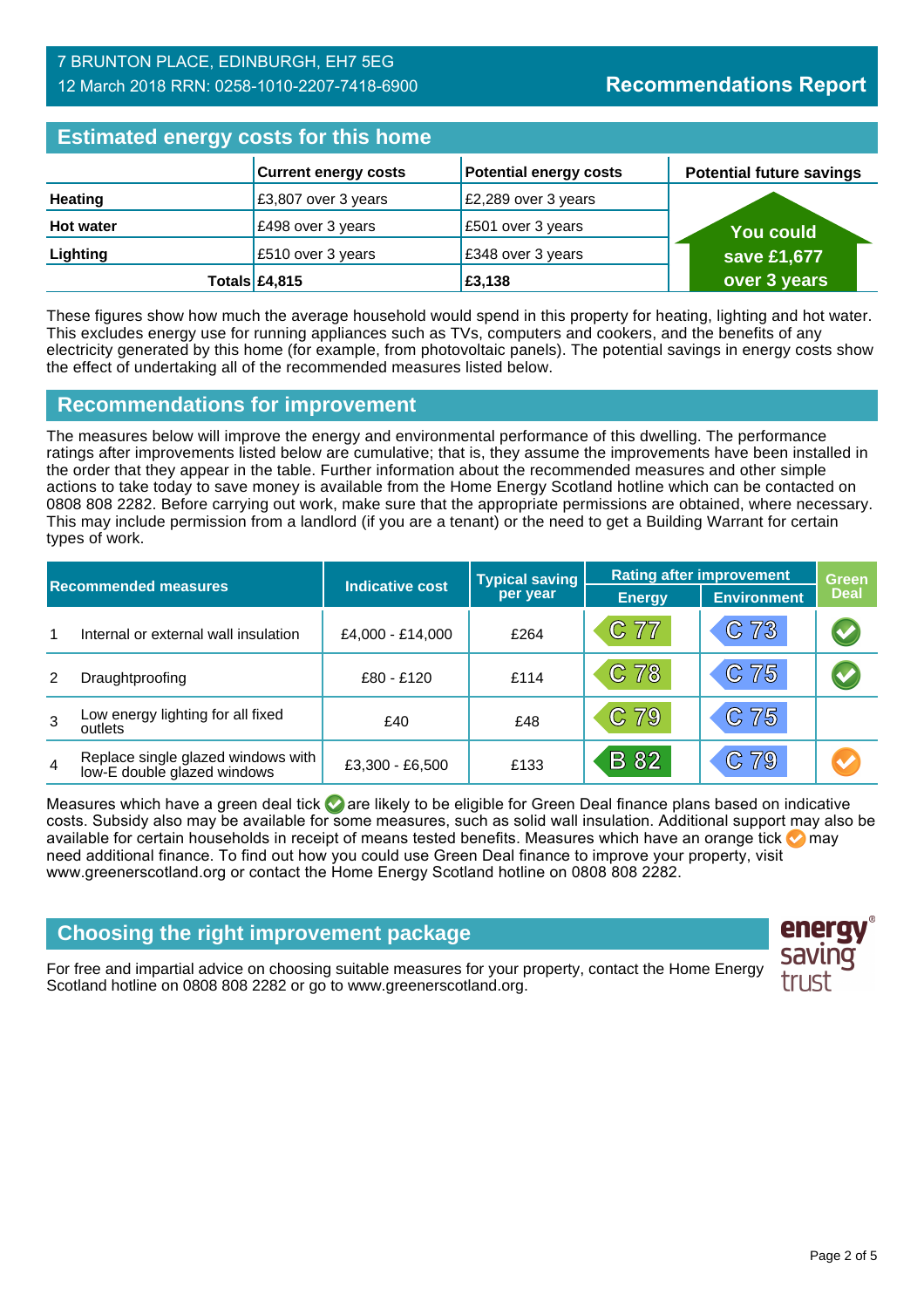7 BRUNTON PLACE, EDINBURGH, EH7 5EG
12 March 2018 RRN: 0258-1010-2207-7418-6900

**Recommendations Report**

## Estimated energy costs for this home

| | Current energy costs | Potential energy costs | Potential future savings |
|---|---|---|---|
| **Heating** | £3,807 over 3 years | £2,289 over 3 years | You could save £1,677 over 3 years |
| **Hot water** | £498 over 3 years | £501 over 3 years | |
| **Lighting** | £510 over 3 years | £348 over 3 years | |
| **Totals** | **£4,815** | **£3,138** | |

These figures show how much the average household would spend in this property for heating, lighting and hot water. This excludes energy use for running appliances such as TVs, computers and cookers, and the benefits of any electricity generated by this home (for example, from photovoltaic panels). The potential savings in energy costs show the effect of undertaking all of the recommended measures listed below.

## Recommendations for improvement

The measures below will improve the energy and environmental performance of this dwelling. The performance ratings after improvements listed below are cumulative; that is, they assume the improvements have been installed in the order that they appear in the table. Further information about the recommended measures and other simple actions to take today to save money is available from the Home Energy Scotland hotline which can be contacted on 0808 808 2282. Before carrying out work, make sure that the appropriate permissions are obtained, where necessary. This may include permission from a landlord (if you are a tenant) or the need to get a Building Warrant for certain types of work.

| | Recommended measures | Indicative cost | Typical saving per year | Rating after improvement | | Green Deal |
|---|---|---|---|---|---|---|
| | | | | Energy | Environment | |
| 1 | Internal or external wall insulation | £4,000 - £14,000 | £264 | C 77 | C 73 | ✔ (green) |
| 2 | Draughtproofing | £80 - £120 | £114 | C 78 | C 75 | ✔ (green) |
| 3 | Low energy lighting for all fixed outlets | £40 | £48 | C 79 | C 75 | |
| 4 | Replace single glazed windows with low-E double glazed windows | £3,300 - £6,500 | £133 | B 82 | C 79 | ✔ (orange) |

Measures which have a green deal tick ✔ are likely to be eligible for Green Deal finance plans based on indicative costs. Subsidy also may be available for some measures, such as solid wall insulation. Additional support may also be available for certain households in receipt of means tested benefits. Measures which have an orange tick ✔ may need additional finance. To find out how you could use Green Deal finance to improve your property, visit www.greenerscotland.org or contact the Home Energy Scotland hotline on 0808 808 2282.

## Choosing the right improvement package

For free and impartial advice on choosing suitable measures for your property, contact the Home Energy Scotland hotline on 0808 808 2282 or go to www.greenerscotland.org.

energy saving trust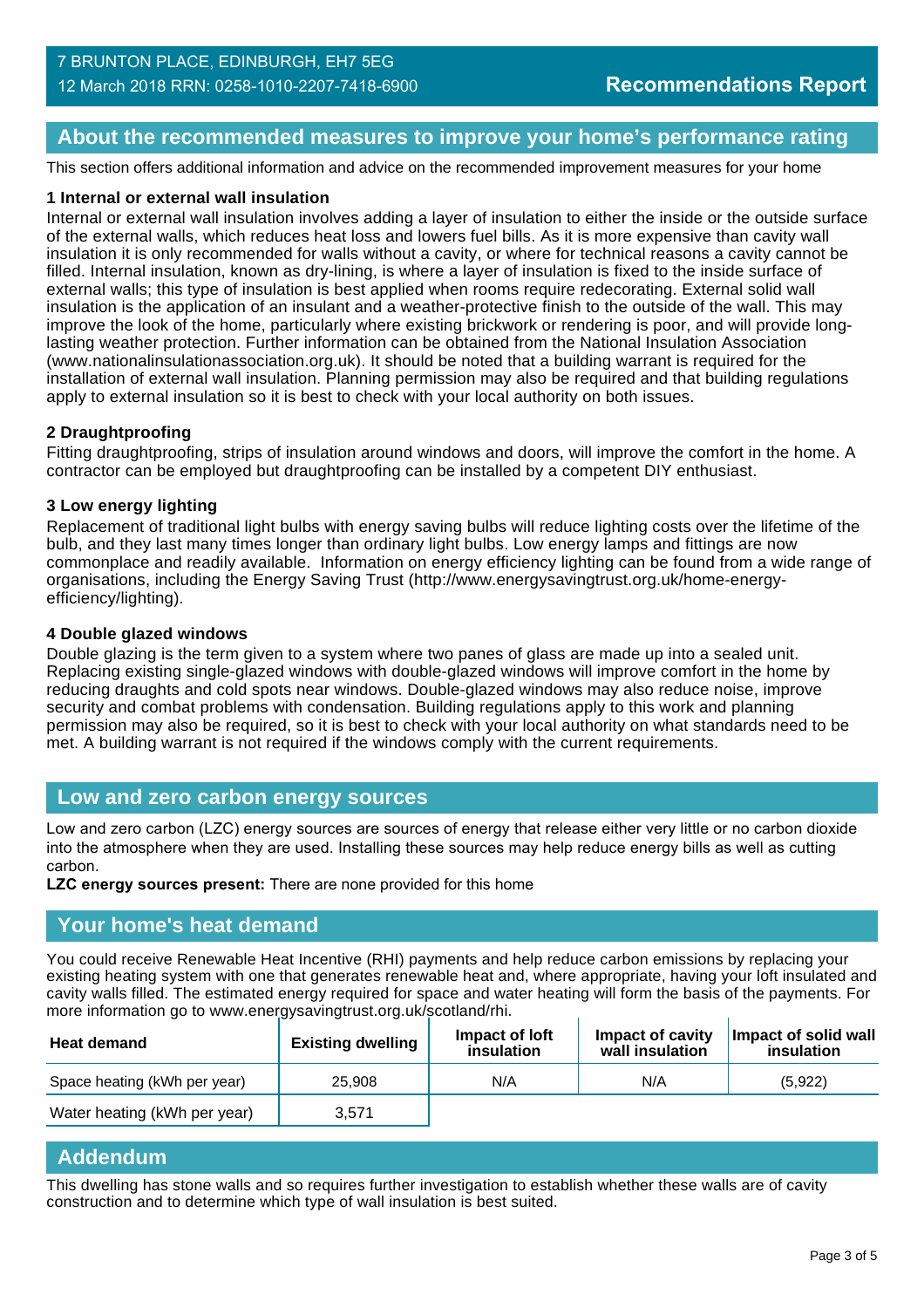## About the recommended measures to improve your home's performance rating

This section offers additional information and advice on the recommended improvement measures for your home

**1 Internal or external wall insulation**

Internal or external wall insulation involves adding a layer of insulation to either the inside or the outside surface of the external walls, which reduces heat loss and lowers fuel bills. As it is more expensive than cavity wall insulation it is only recommended for walls without a cavity, or where for technical reasons a cavity cannot be filled. Internal insulation, known as dry-lining, is where a layer of insulation is fixed to the inside surface of external walls; this type of insulation is best applied when rooms require redecorating. External solid wall insulation is the application of an insulant and a weather-protective finish to the outside of the wall. This may improve the look of the home, particularly where existing brickwork or rendering is poor, and will provide long-lasting weather protection. Further information can be obtained from the National Insulation Association (www.nationalinsulationassociation.org.uk). It should be noted that a building warrant is required for the installation of external wall insulation. Planning permission may also be required and that building regulations apply to external insulation so it is best to check with your local authority on both issues.

**2 Draughtproofing**

Fitting draughtproofing, strips of insulation around windows and doors, will improve the comfort in the home. A contractor can be employed but draughtproofing can be installed by a competent DIY enthusiast.

**3 Low energy lighting**

Replacement of traditional light bulbs with energy saving bulbs will reduce lighting costs over the lifetime of the bulb, and they last many times longer than ordinary light bulbs. Low energy lamps and fittings are now commonplace and readily available. Information on energy efficiency lighting can be found from a wide range of organisations, including the Energy Saving Trust (http://www.energysavingtrust.org.uk/home-energy-efficiency/lighting).

**4 Double glazed windows**

Double glazing is the term given to a system where two panes of glass are made up into a sealed unit. Replacing existing single-glazed windows with double-glazed windows will improve comfort in the home by reducing draughts and cold spots near windows. Double-glazed windows may also reduce noise, improve security and combat problems with condensation. Building regulations apply to this work and planning permission may also be required, so it is best to check with your local authority on what standards need to be met. A building warrant is not required if the windows comply with the current requirements.

## Low and zero carbon energy sources

Low and zero carbon (LZC) energy sources are sources of energy that release either very little or no carbon dioxide into the atmosphere when they are used. Installing these sources may help reduce energy bills as well as cutting carbon.

**LZC energy sources present:** There are none provided for this home

## Your home's heat demand

You could receive Renewable Heat Incentive (RHI) payments and help reduce carbon emissions by replacing your existing heating system with one that generates renewable heat and, where appropriate, having your loft insulated and cavity walls filled. The estimated energy required for space and water heating will form the basis of the payments. For more information go to www.energysavingtrust.org.uk/scotland/rhi.

| Heat demand | Existing dwelling | Impact of loft insulation | Impact of cavity wall insulation | Impact of solid wall insulation |
|---|---|---|---|---|
| Space heating (kWh per year) | 25,908 | N/A | N/A | (5,922) |
| Water heating (kWh per year) | 3,571 | | | |

## Addendum

This dwelling has stone walls and so requires further investigation to establish whether these walls are of cavity construction and to determine which type of wall insulation is best suited.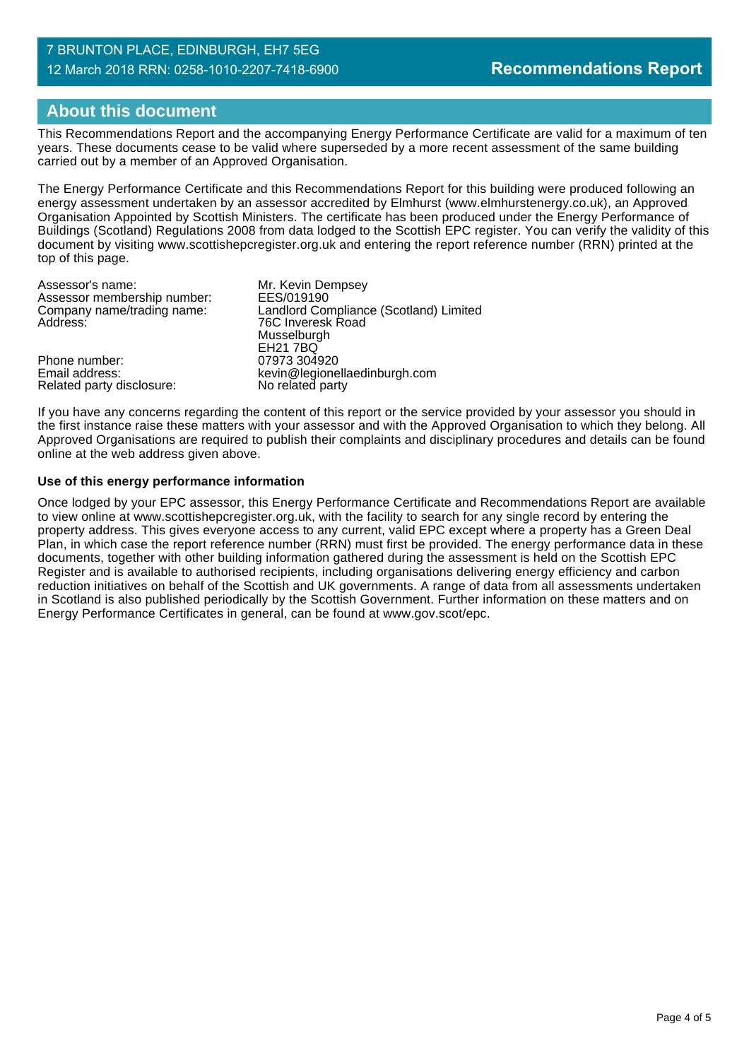## About this document

This Recommendations Report and the accompanying Energy Performance Certificate are valid for a maximum of ten years. These documents cease to be valid where superseded by a more recent assessment of the same building carried out by a member of an Approved Organisation.

The Energy Performance Certificate and this Recommendations Report for this building were produced following an energy assessment undertaken by an assessor accredited by Elmhurst (www.elmhurstenergy.co.uk), an Approved Organisation Appointed by Scottish Ministers. The certificate has been produced under the Energy Performance of Buildings (Scotland) Regulations 2008 from data lodged to the Scottish EPC register. You can verify the validity of this document by visiting www.scottishepcregister.org.uk and entering the report reference number (RRN) printed at the top of this page.

| | |
|---|---|
| Assessor's name: | Mr. Kevin Dempsey |
| Assessor membership number: | EES/019190 |
| Company name/trading name: | Landlord Compliance (Scotland) Limited |
| Address: | 76C Inveresk Road<br>Musselburgh<br>EH21 7BQ |
| Phone number: | 07973 304920 |
| Email address: | kevin@legionellaedinburgh.com |
| Related party disclosure: | No related party |

If you have any concerns regarding the content of this report or the service provided by your assessor you should in the first instance raise these matters with your assessor and with the Approved Organisation to which they belong. All Approved Organisations are required to publish their complaints and disciplinary procedures and details can be found online at the web address given above.

**Use of this energy performance information**

Once lodged by your EPC assessor, this Energy Performance Certificate and Recommendations Report are available to view online at www.scottishepcregister.org.uk, with the facility to search for any single record by entering the property address. This gives everyone access to any current, valid EPC except where a property has a Green Deal Plan, in which case the report reference number (RRN) must first be provided. The energy performance data in these documents, together with other building information gathered during the assessment is held on the Scottish EPC Register and is available to authorised recipients, including organisations delivering energy efficiency and carbon reduction initiatives on behalf of the Scottish and UK governments. A range of data from all assessments undertaken in Scotland is also published periodically by the Scottish Government. Further information on these matters and on Energy Performance Certificates in general, can be found at www.gov.scot/epc.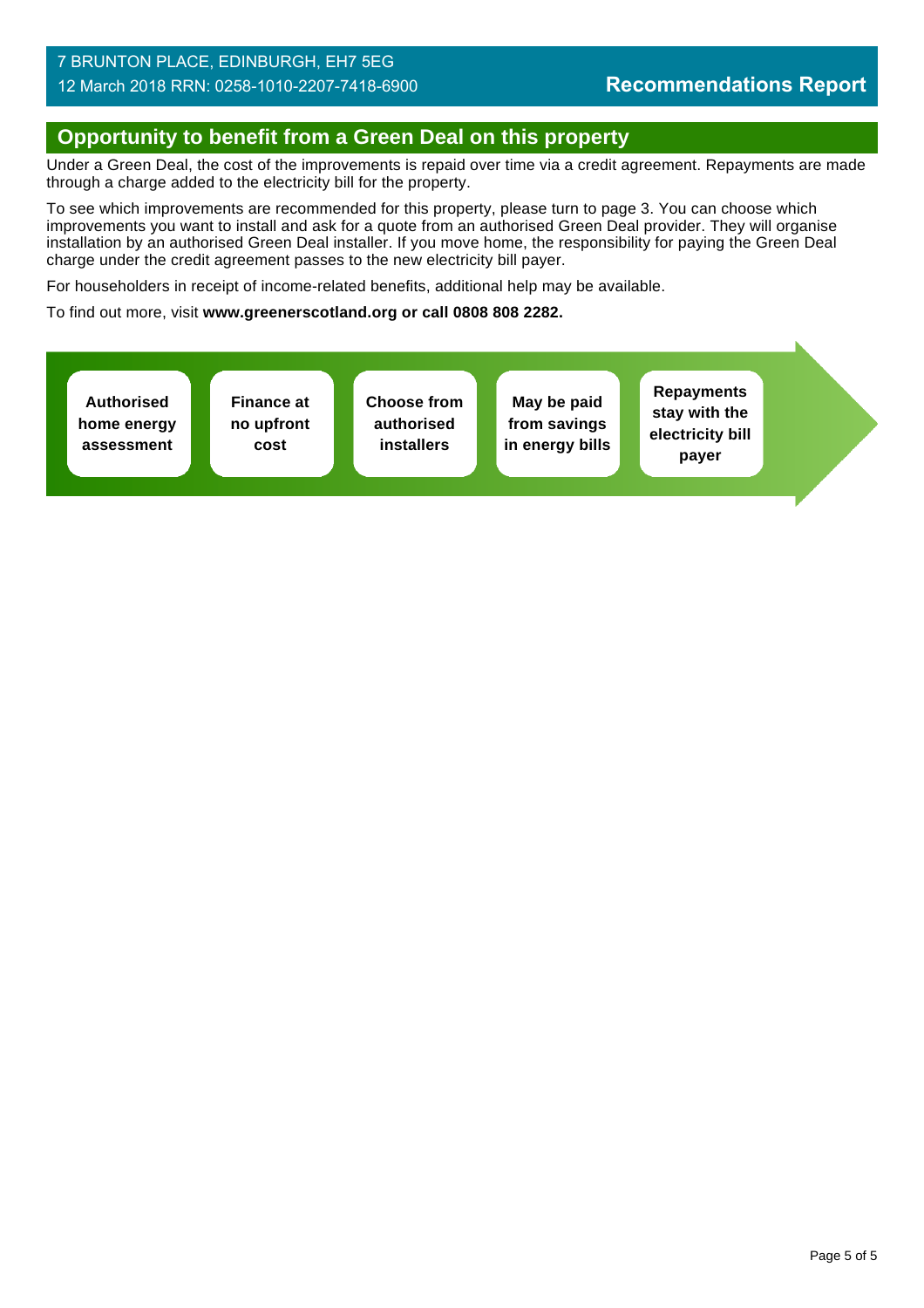## Opportunity to benefit from a Green Deal on this property

Under a Green Deal, the cost of the improvements is repaid over time via a credit agreement. Repayments are made through a charge added to the electricity bill for the property.

To see which improvements are recommended for this property, please turn to page 3. You can choose which improvements you want to install and ask for a quote from an authorised Green Deal provider. They will organise installation by an authorised Green Deal installer. If you move home, the responsibility for paying the Green Deal charge under the credit agreement passes to the new electricity bill payer.

For householders in receipt of income-related benefits, additional help may be available.

To find out more, visit **www.greenerscotland.org or call 0808 808 2282.**

**Authorised home energy assessment**

**Finance at no upfront cost**

**Choose from authorised installers**

**May be paid from savings in energy bills**

**Repayments stay with the electricity bill payer**